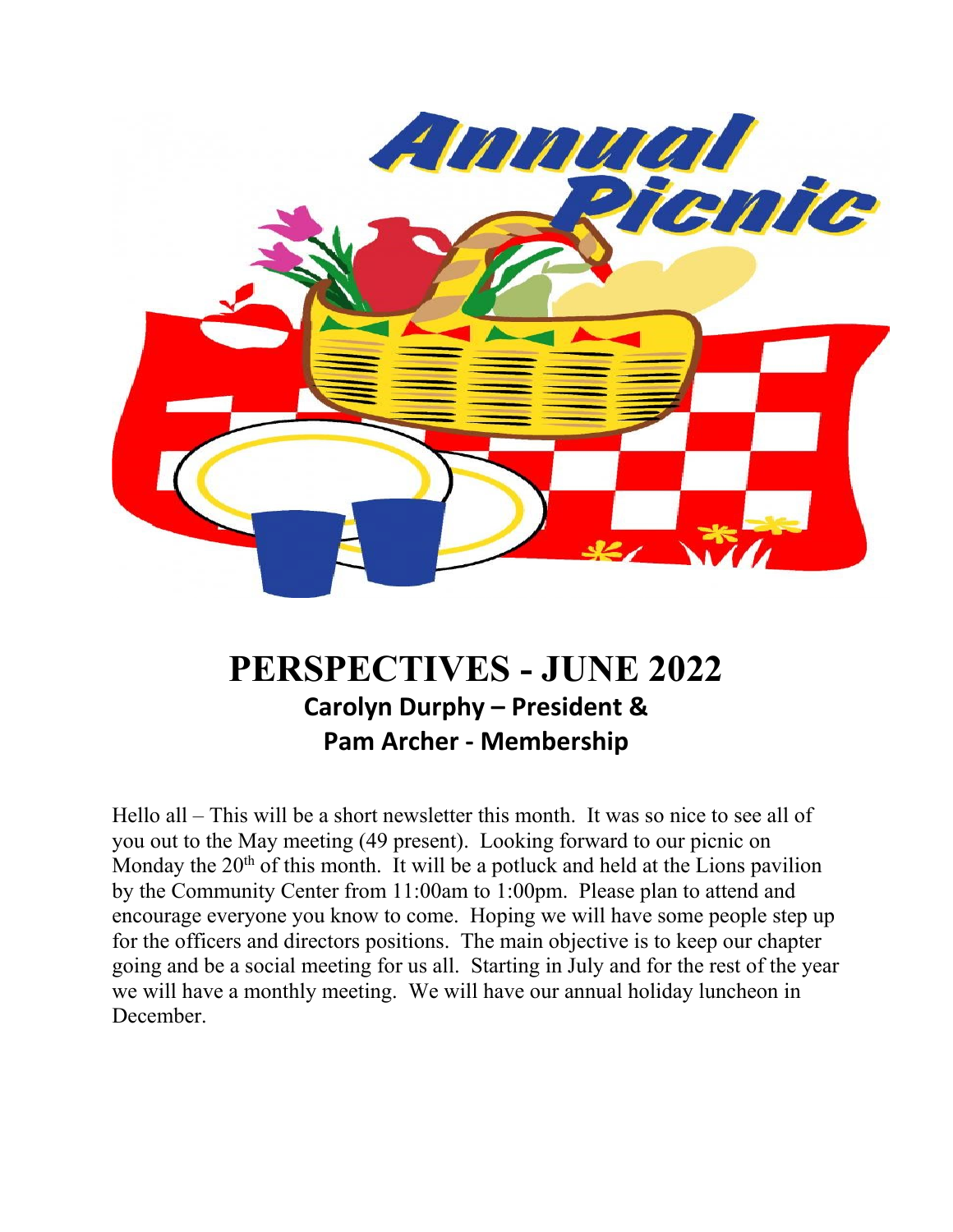# PERSPECTIVES - JUNE 2022

**Carolyn Durphy – President &**
**Pam Archer - Membership**

Hello all – This will be a short newsletter this month. It was so nice to see all of you out to the May meeting (49 present). Looking forward to our picnic on Monday the 20th of this month. It will be a potluck and held at the Lions pavilion by the Community Center from 11:00am to 1:00pm. Please plan to attend and encourage everyone you know to come. Hoping we will have some people step up for the officers and directors positions. The main objective is to keep our chapter going and be a social meeting for us all. Starting in July and for the rest of the year we will have a monthly meeting. We will have our annual holiday luncheon in December.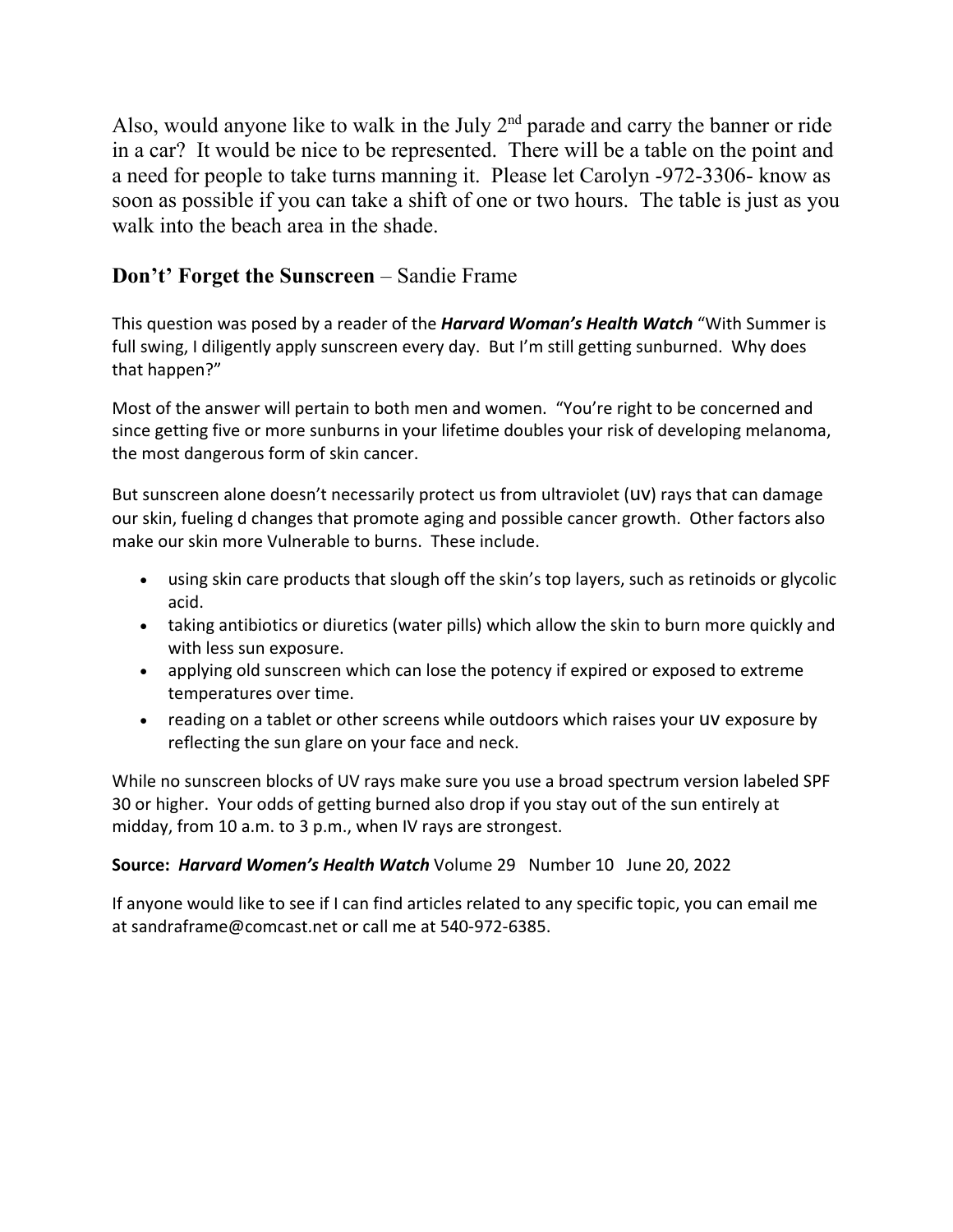Also, would anyone like to walk in the July 2nd parade and carry the banner or ride in a car? It would be nice to be represented. There will be a table on the point and a need for people to take turns manning it. Please let Carolyn -972-3306- know as soon as possible if you can take a shift of one or two hours. The table is just as you walk into the beach area in the shade.

## **Don't' Forget the Sunscreen** – Sandie Frame

This question was posed by a reader of the ***Harvard Woman's Health Watch*** "With Summer is full swing, I diligently apply sunscreen every day. But I'm still getting sunburned. Why does that happen?"

Most of the answer will pertain to both men and women. "You're right to be concerned and since getting five or more sunburns in your lifetime doubles your risk of developing melanoma, the most dangerous form of skin cancer.

But sunscreen alone doesn't necessarily protect us from ultraviolet (uv) rays that can damage our skin, fueling d changes that promote aging and possible cancer growth. Other factors also make our skin more Vulnerable to burns. These include.

- using skin care products that slough off the skin's top layers, such as retinoids or glycolic acid.
- taking antibiotics or diuretics (water pills) which allow the skin to burn more quickly and with less sun exposure.
- applying old sunscreen which can lose the potency if expired or exposed to extreme temperatures over time.
- reading on a tablet or other screens while outdoors which raises your uv exposure by reflecting the sun glare on your face and neck.

While no sunscreen blocks of UV rays make sure you use a broad spectrum version labeled SPF 30 or higher. Your odds of getting burned also drop if you stay out of the sun entirely at midday, from 10 a.m. to 3 p.m., when IV rays are strongest.

**Source:** ***Harvard Women's Health Watch*** Volume 29 Number 10 June 20, 2022

If anyone would like to see if I can find articles related to any specific topic, you can email me at sandraframe@comcast.net or call me at 540-972-6385.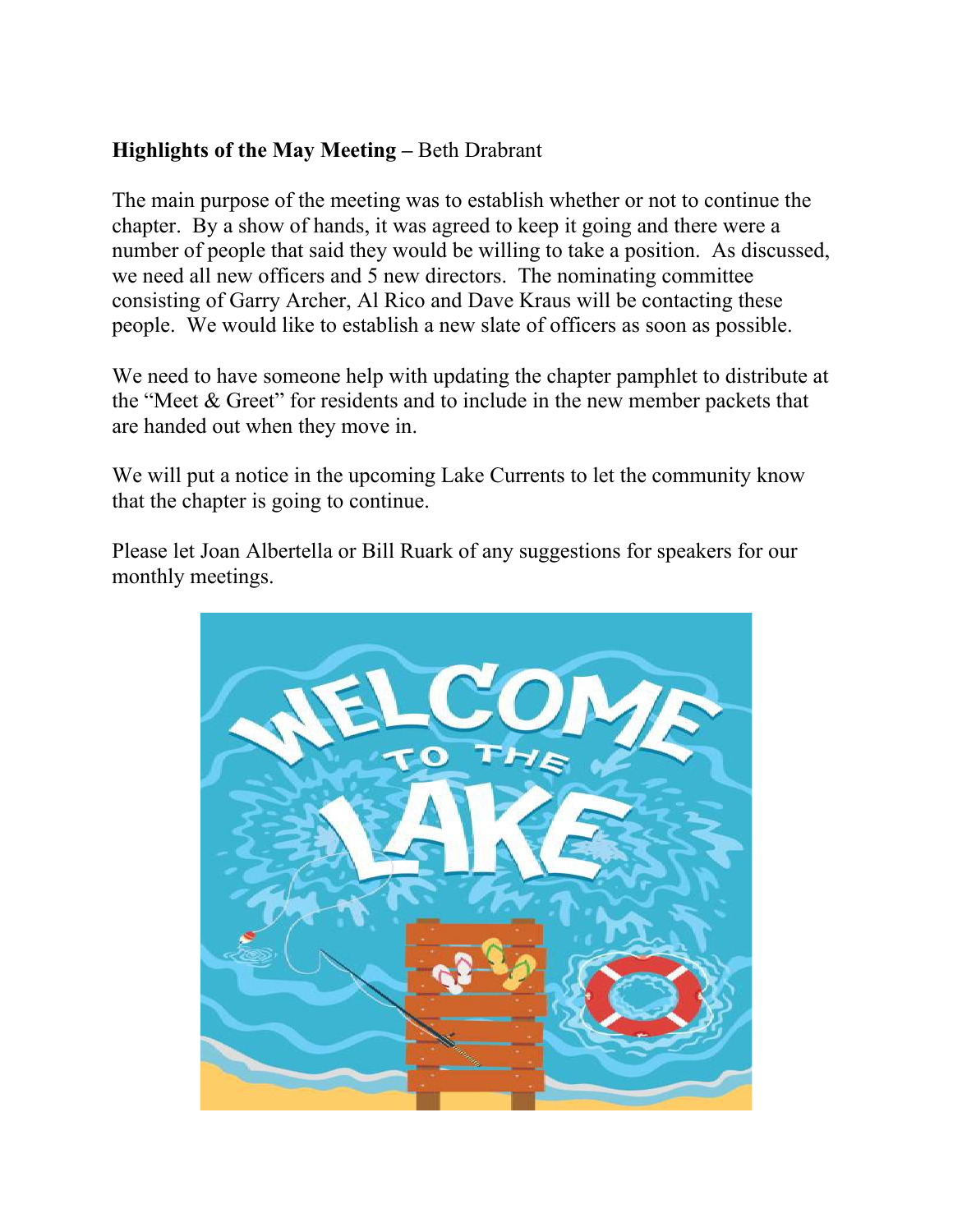**Highlights of the May Meeting –** Beth Drabrant

The main purpose of the meeting was to establish whether or not to continue the chapter. By a show of hands, it was agreed to keep it going and there were a number of people that said they would be willing to take a position. As discussed, we need all new officers and 5 new directors. The nominating committee consisting of Garry Archer, Al Rico and Dave Kraus will be contacting these people. We would like to establish a new slate of officers as soon as possible.

We need to have someone help with updating the chapter pamphlet to distribute at the "Meet & Greet" for residents and to include in the new member packets that are handed out when they move in.

We will put a notice in the upcoming Lake Currents to let the community know that the chapter is going to continue.

Please let Joan Albertella or Bill Ruark of any suggestions for speakers for our monthly meetings.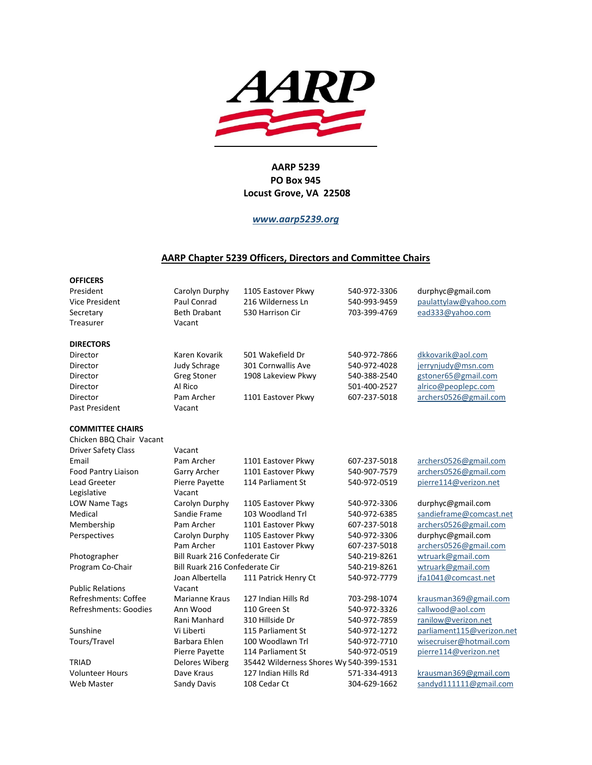**AARP 5239**
**PO Box 945**
**Locust Grove, VA 22508**

***www.aarp5239.org***

## AARP Chapter 5239 Officers, Directors and Committee Chairs

| | | | | |
|---|---|---|---|---|
| **OFFICERS** | | | | |
| President | Carolyn Durphy | 1105 Eastover Pkwy | 540-972-3306 | durphyc@gmail.com |
| Vice President | Paul Conrad | 216 Wilderness Ln | 540-993-9459 | paulattylaw@yahoo.com |
| Secretary | Beth Drabant | 530 Harrison Cir | 703-399-4769 | ead333@yahoo.com |
| Treasurer | Vacant | | | |
| **DIRECTORS** | | | | |
| Director | Karen Kovarik | 501 Wakefield Dr | 540-972-7866 | dkkovarik@aol.com |
| Director | Judy Schrage | 301 Cornwallis Ave | 540-972-4028 | jerrynjudy@msn.com |
| Director | Greg Stoner | 1908 Lakeview Pkwy | 540-388-2540 | gstoner65@gmail.com |
| Director | Al Rico | | 501-400-2527 | alrico@peoplepc.com |
| Director | Pam Archer | 1101 Eastover Pkwy | 607-237-5018 | archers0526@gmail.com |
| Past President | Vacant | | | |
| **COMMITTEE CHAIRS** | | | | |
| Chicken BBQ Chair | Vacant | | | |
| Driver Safety Class | Vacant | | | |
| Email | Pam Archer | 1101 Eastover Pkwy | 607-237-5018 | archers0526@gmail.com |
| Food Pantry Liaison | Garry Archer | 1101 Eastover Pkwy | 540-907-7579 | archers0526@gmail.com |
| Lead Greeter | Pierre Payette | 114 Parliament St | 540-972-0519 | pierre114@verizon.net |
| Legislative | Vacant | | | |
| LOW Name Tags | Carolyn Durphy | 1105 Eastover Pkwy | 540-972-3306 | durphyc@gmail.com |
| Medical | Sandie Frame | 103 Woodland Trl | 540-972-6385 | sandieframe@comcast.net |
| Membership | Pam Archer | 1101 Eastover Pkwy | 607-237-5018 | archers0526@gmail.com |
| Perspectives | Carolyn Durphy | 1105 Eastover Pkwy | 540-972-3306 | durphyc@gmail.com |
| | Pam Archer | 1101 Eastover Pkwy | 607-237-5018 | archers0526@gmail.com |
| Photographer | Bill Ruark | 216 Confederate Cir | 540-219-8261 | wtruark@gmail.com |
| Program Co-Chair | Bill Ruark | 216 Confederate Cir | 540-219-8261 | wtruark@gmail.com |
| | Joan Albertella | 111 Patrick Henry Ct | 540-972-7779 | jfa1041@comcast.net |
| Public Relations | Vacant | | | |
| Refreshments: Coffee | Marianne Kraus | 127 Indian Hills Rd | 703-298-1074 | krausman369@gmail.com |
| Refreshments: Goodies | Ann Wood | 110 Green St | 540-972-3326 | callwood@aol.com |
| | Rani Manhard | 310 Hillside Dr | 540-972-7859 | ranilow@verizon.net |
| Sunshine | Vi Liberti | 115 Parliament St | 540-972-1272 | parliament115@verizon.net |
| Tours/Travel | Barbara Ehlen | 100 Woodlawn Trl | 540-972-7710 | wisecruiser@hotmail.com |
| | Pierre Payette | 114 Parliament St | 540-972-0519 | pierre114@verizon.net |
| TRIAD | Delores Wiberg | 35442 Wilderness Shores Wy | 540-399-1531 | |
| Volunteer Hours | Dave Kraus | 127 Indian Hills Rd | 571-334-4913 | krausman369@gmail.com |
| Web Master | Sandy Davis | 108 Cedar Ct | 304-629-1662 | sandyd111111@gmail.com |